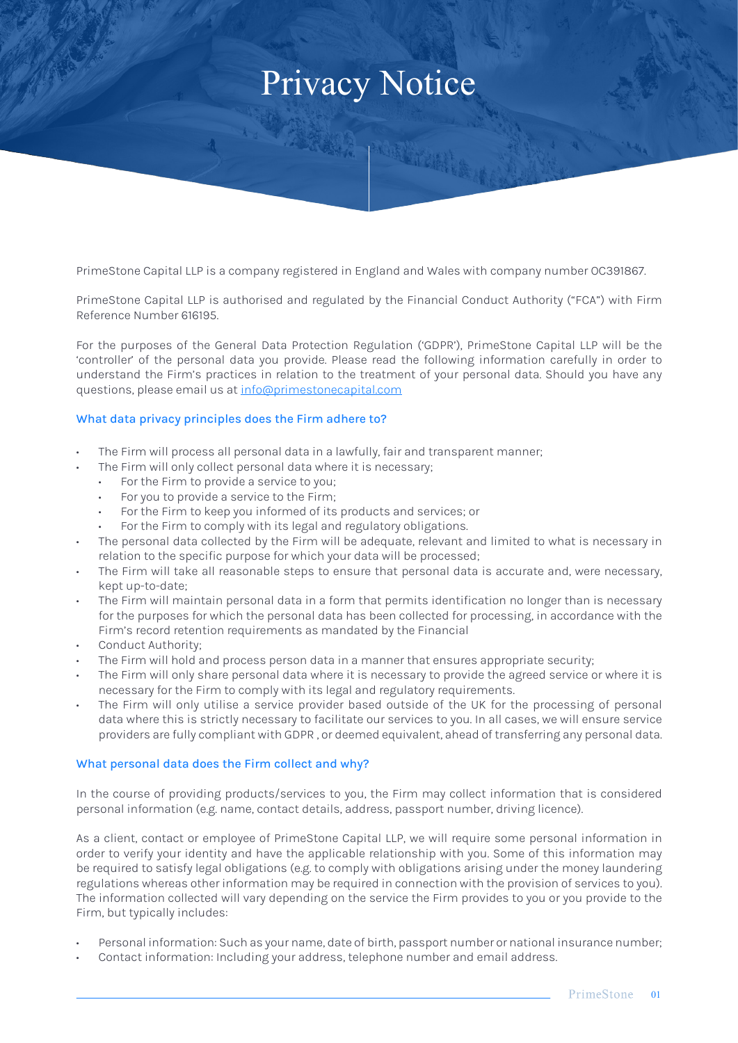# Privacy Notice

PrimeStone Capital LLP is a company registered in England and Wales with company number OC391867.

PrimeStone Capital LLP is authorised and regulated by the Financial Conduct Authority ("FCA") with Firm Reference Number 616195.

For the purposes of the General Data Protection Regulation ('GDPR'), PrimeStone Capital LLP will be the 'controller' of the personal data you provide. Please read the following information carefully in order to understand the Firm's practices in relation to the treatment of your personal data. Should you have any questions, please email us at info@primestonecapital.com

### What data privacy principles does the Firm adhere to?

- The Firm will process all personal data in a lawfully, fair and transparent manner;
- The Firm will only collect personal data where it is necessary;
  - For the Firm to provide a service to you;
  - For you to provide a service to the Firm;
  - For the Firm to keep you informed of its products and services; or
  - For the Firm to comply with its legal and regulatory obligations.
- The personal data collected by the Firm will be adequate, relevant and limited to what is necessary in relation to the specific purpose for which your data will be processed;
- The Firm will take all reasonable steps to ensure that personal data is accurate and, were necessary, kept up-to-date;
- The Firm will maintain personal data in a form that permits identification no longer than is necessary for the purposes for which the personal data has been collected for processing, in accordance with the Firm's record retention requirements as mandated by the Financial
- Conduct Authority;
- The Firm will hold and process person data in a manner that ensures appropriate security;
- The Firm will only share personal data where it is necessary to provide the agreed service or where it is necessary for the Firm to comply with its legal and regulatory requirements.
- The Firm will only utilise a service provider based outside of the UK for the processing of personal data where this is strictly necessary to facilitate our services to you. In all cases, we will ensure service providers are fully compliant with GDPR , or deemed equivalent, ahead of transferring any personal data.

### What personal data does the Firm collect and why?

In the course of providing products/services to you, the Firm may collect information that is considered personal information (e.g. name, contact details, address, passport number, driving licence).

As a client, contact or employee of PrimeStone Capital LLP, we will require some personal information in order to verify your identity and have the applicable relationship with you. Some of this information may be required to satisfy legal obligations (e.g. to comply with obligations arising under the money laundering regulations whereas other information may be required in connection with the provision of services to you). The information collected will vary depending on the service the Firm provides to you or you provide to the Firm, but typically includes:

- Personal information: Such as your name, date of birth, passport number or national insurance number;
- Contact information: Including your address, telephone number and email address.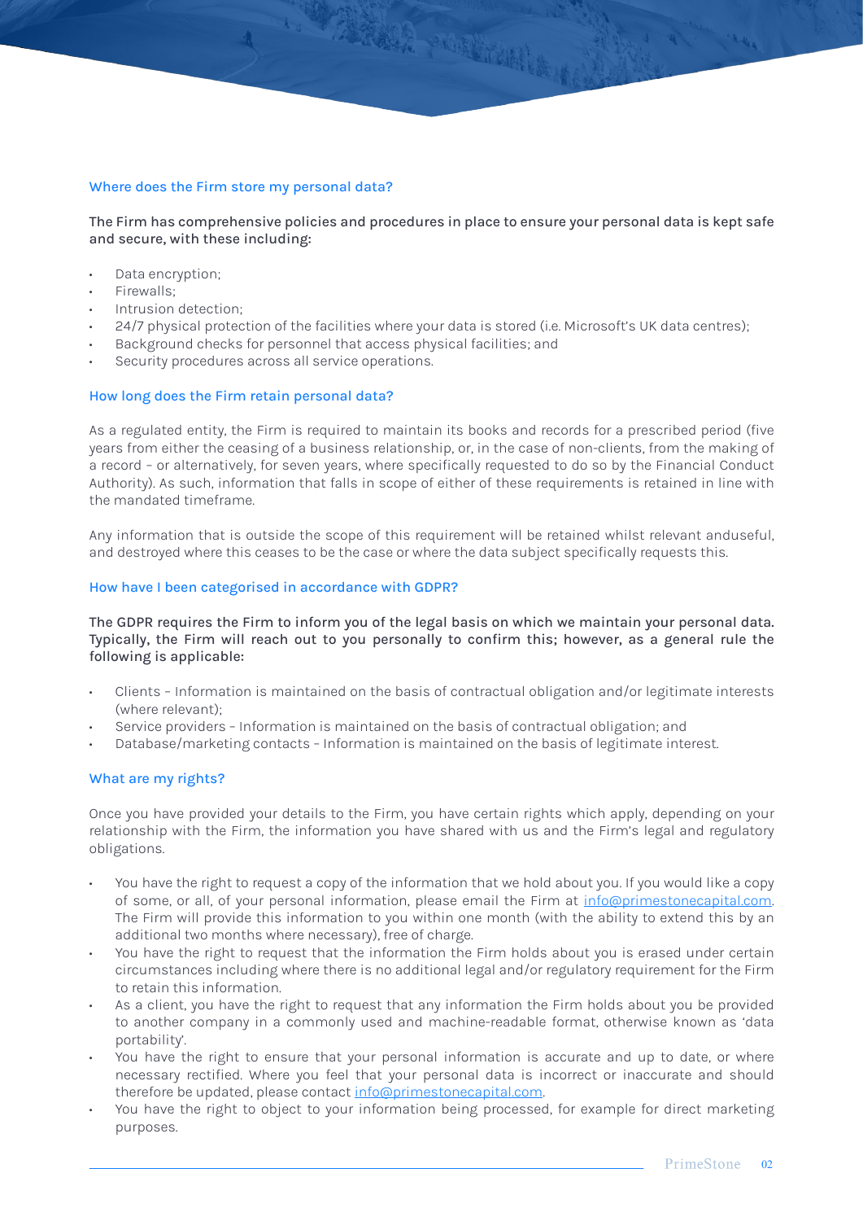## Where does the Firm store my personal data?

**The Firm has comprehensive policies and procedures in place to ensure your personal data is kept safe and secure, with these including:**

- Data encryption;
- Firewalls;
- Intrusion detection;
- 24/7 physical protection of the facilities where your data is stored (i.e. Microsoft's UK data centres);
- Background checks for personnel that access physical facilities; and
- Security procedures across all service operations.

## How long does the Firm retain personal data?

As a regulated entity, the Firm is required to maintain its books and records for a prescribed period (five years from either the ceasing of a business relationship, or, in the case of non-clients, from the making of a record – or alternatively, for seven years, where specifically requested to do so by the Financial Conduct Authority). As such, information that falls in scope of either of these requirements is retained in line with the mandated timeframe.

Any information that is outside the scope of this requirement will be retained whilst relevant anduseful, and destroyed where this ceases to be the case or where the data subject specifically requests this.

## How have I been categorised in accordance with GDPR?

**The GDPR requires the Firm to inform you of the legal basis on which we maintain your personal data. Typically, the Firm will reach out to you personally to confirm this; however, as a general rule the following is applicable:**

- Clients – Information is maintained on the basis of contractual obligation and/or legitimate interests (where relevant);
- Service providers – Information is maintained on the basis of contractual obligation; and
- Database/marketing contacts – Information is maintained on the basis of legitimate interest.

## What are my rights?

Once you have provided your details to the Firm, you have certain rights which apply, depending on your relationship with the Firm, the information you have shared with us and the Firm's legal and regulatory obligations.

- You have the right to request a copy of the information that we hold about you. If you would like a copy of some, or all, of your personal information, please email the Firm at info@primestonecapital.com. The Firm will provide this information to you within one month (with the ability to extend this by an additional two months where necessary), free of charge.
- You have the right to request that the information the Firm holds about you is erased under certain circumstances including where there is no additional legal and/or regulatory requirement for the Firm to retain this information.
- As a client, you have the right to request that any information the Firm holds about you be provided to another company in a commonly used and machine-readable format, otherwise known as 'data portability'.
- You have the right to ensure that your personal information is accurate and up to date, or where necessary rectified. Where you feel that your personal data is incorrect or inaccurate and should therefore be updated, please contact info@primestonecapital.com.
- You have the right to object to your information being processed, for example for direct marketing purposes.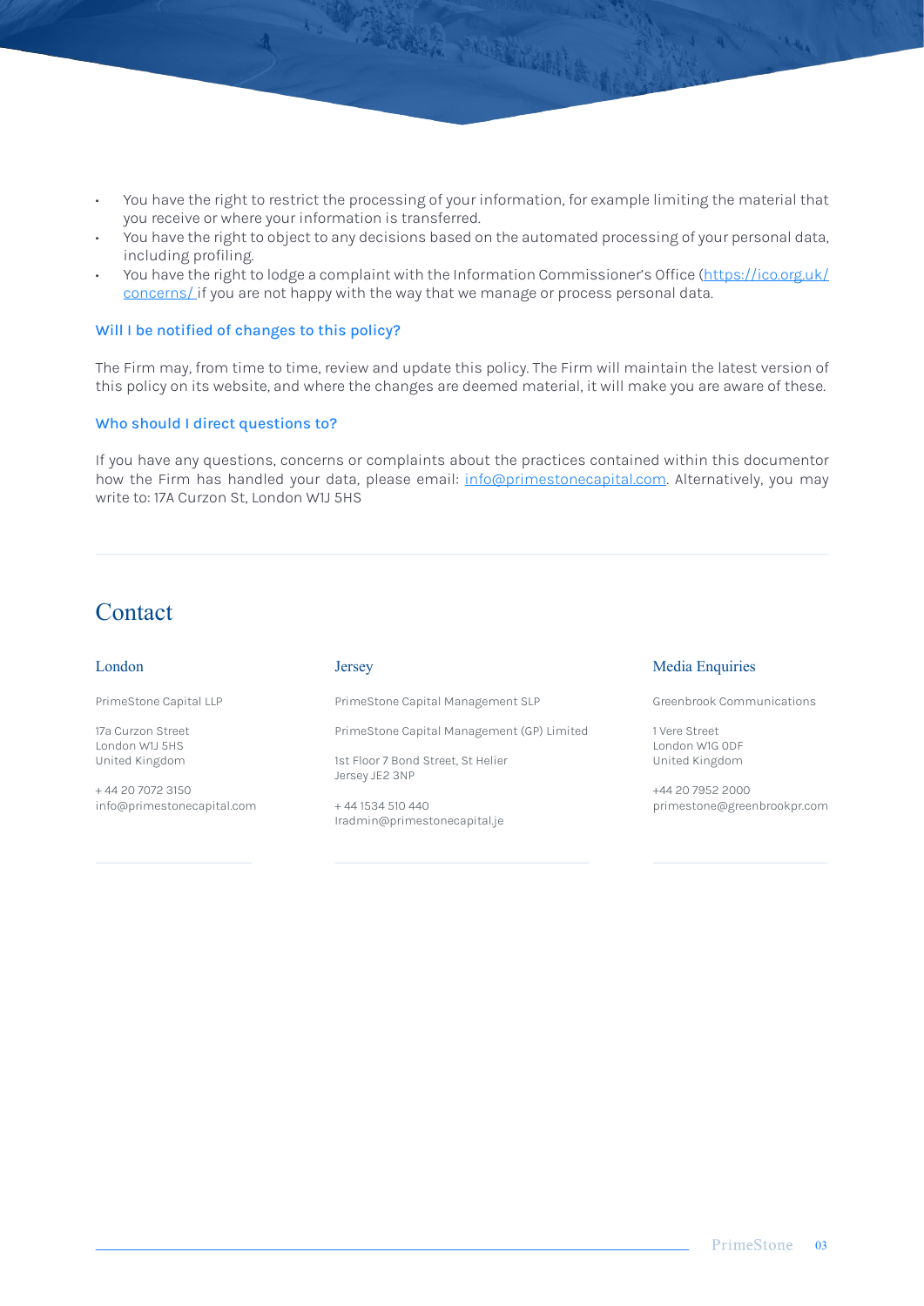- You have the right to restrict the processing of your information, for example limiting the material that you receive or where your information is transferred.
- You have the right to object to any decisions based on the automated processing of your personal data, including profiling.
- You have the right to lodge a complaint with the Information Commissioner's Office (https://ico.org.uk/concerns/ if you are not happy with the way that we manage or process personal data.

### Will I be notified of changes to this policy?

The Firm may, from time to time, review and update this policy. The Firm will maintain the latest version of this policy on its website, and where the changes are deemed material, it will make you are aware of these.

### Who should I direct questions to?

If you have any questions, concerns or complaints about the practices contained within this documentor how the Firm has handled your data, please email: info@primestonecapital.com. Alternatively, you may write to: 17A Curzon St, London W1J 5HS

## Contact

### London

PrimeStone Capital LLP

17a Curzon Street
London W1J 5HS
United Kingdom

+ 44 20 7072 3150
info@primestonecapital.com

### Jersey

PrimeStone Capital Management SLP

PrimeStone Capital Management (GP) Limited

1st Floor 7 Bond Street, St Helier
Jersey JE2 3NP

+ 44 1534 510 440
lradmin@primestonecapital.je

### Media Enquiries

Greenbrook Communications

1 Vere Street
London W1G 0DF
United Kingdom

+44 20 7952 2000
primestone@greenbrookpr.com